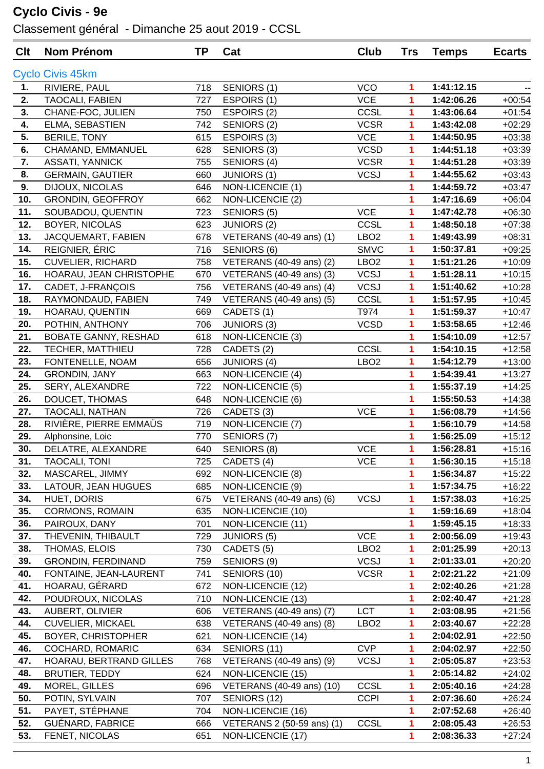# Cyclo Civis - 9e

Classement général - Dimanche 25 aout 2019 - CCSL

| Clt | Nom Prénom | TP | Cat | Club | Trs | Temps | Ecarts |
|---|---|---|---|---|---|---|---|
| **Cyclo Civis 45km** | | | | | | | |
| 1. | RIVIERE, PAUL | 718 | SENIORS (1) | VCO | 1 | 1:41:12.15 | -- |
| 2. | TAOCALI, FABIEN | 727 | ESPOIRS (1) | VCE | 1 | 1:42:06.26 | +00:54 |
| 3. | CHANE-FOC, JULIEN | 750 | ESPOIRS (2) | CCSL | 1 | 1:43:06.64 | +01:54 |
| 4. | ELMA, SEBASTIEN | 742 | SENIORS (2) | VCSR | 1 | 1:43:42.08 | +02:29 |
| 5. | BERILE, TONY | 615 | ESPOIRS (3) | VCE | 1 | 1:44:50.95 | +03:38 |
| 6. | CHAMAND, EMMANUEL | 628 | SENIORS (3) | VCSD | 1 | 1:44:51.18 | +03:39 |
| 7. | ASSATI, YANNICK | 755 | SENIORS (4) | VCSR | 1 | 1:44:51.28 | +03:39 |
| 8. | GERMAIN, GAUTIER | 660 | JUNIORS (1) | VCSJ | 1 | 1:44:55.62 | +03:43 |
| 9. | DIJOUX, NICOLAS | 646 | NON-LICENCIE (1) | | 1 | 1:44:59.72 | +03:47 |
| 10. | GRONDIN, GEOFFROY | 662 | NON-LICENCIE (2) | | 1 | 1:47:16.69 | +06:04 |
| 11. | SOUBADOU, QUENTIN | 723 | SENIORS (5) | VCE | 1 | 1:47:42.78 | +06:30 |
| 12. | BOYER, NICOLAS | 623 | JUNIORS (2) | CCSL | 1 | 1:48:50.18 | +07:38 |
| 13. | JACQUEMART, FABIEN | 678 | VETERANS (40-49 ans) (1) | LBO2 | 1 | 1:49:43.99 | +08:31 |
| 14. | REIGNIER, ÉRIC | 716 | SENIORS (6) | SMVC | 1 | 1:50:37.81 | +09:25 |
| 15. | CUVELIER, RICHARD | 758 | VETERANS (40-49 ans) (2) | LBO2 | 1 | 1:51:21.26 | +10:09 |
| 16. | HOARAU, JEAN CHRISTOPHE | 670 | VETERANS (40-49 ans) (3) | VCSJ | 1 | 1:51:28.11 | +10:15 |
| 17. | CADET, J-FRANÇOIS | 756 | VETERANS (40-49 ans) (4) | VCSJ | 1 | 1:51:40.62 | +10:28 |
| 18. | RAYMONDAUD, FABIEN | 749 | VETERANS (40-49 ans) (5) | CCSL | 1 | 1:51:57.95 | +10:45 |
| 19. | HOARAU, QUENTIN | 669 | CADETS (1) | T974 | 1 | 1:51:59.37 | +10:47 |
| 20. | POTHIN, ANTHONY | 706 | JUNIORS (3) | VCSD | 1 | 1:53:58.65 | +12:46 |
| 21. | BOBATE GANNY, RESHAD | 618 | NON-LICENCIE (3) | | 1 | 1:54:10.09 | +12:57 |
| 22. | TECHER, MATTHIEU | 728 | CADETS (2) | CCSL | 1 | 1:54:10.15 | +12:58 |
| 23. | FONTENELLE, NOAM | 656 | JUNIORS (4) | LBO2 | 1 | 1:54:12.79 | +13:00 |
| 24. | GRONDIN, JANY | 663 | NON-LICENCIE (4) | | 1 | 1:54:39.41 | +13:27 |
| 25. | SERY, ALEXANDRE | 722 | NON-LICENCIE (5) | | 1 | 1:55:37.19 | +14:25 |
| 26. | DOUCET, THOMAS | 648 | NON-LICENCIE (6) | | 1 | 1:55:50.53 | +14:38 |
| 27. | TAOCALI, NATHAN | 726 | CADETS (3) | VCE | 1 | 1:56:08.79 | +14:56 |
| 28. | RIVIÈRE, PIERRE EMMAÜS | 719 | NON-LICENCIE (7) | | 1 | 1:56:10.79 | +14:58 |
| 29. | Alphonsine, Loic | 770 | SENIORS (7) | | 1 | 1:56:25.09 | +15:12 |
| 30. | DELATRE, ALEXANDRE | 640 | SENIORS (8) | VCE | 1 | 1:56:28.81 | +15:16 |
| 31. | TAOCALI, TONI | 725 | CADETS (4) | VCE | 1 | 1:56:30.15 | +15:18 |
| 32. | MASCAREL, JIMMY | 692 | NON-LICENCIE (8) | | 1 | 1:56:34.87 | +15:22 |
| 33. | LATOUR, JEAN HUGUES | 685 | NON-LICENCIE (9) | | 1 | 1:57:34.75 | +16:22 |
| 34. | HUET, DORIS | 675 | VETERANS (40-49 ans) (6) | VCSJ | 1 | 1:57:38.03 | +16:25 |
| 35. | CORMONS, ROMAIN | 635 | NON-LICENCIE (10) | | 1 | 1:59:16.69 | +18:04 |
| 36. | PAIROUX, DANY | 701 | NON-LICENCIE (11) | | 1 | 1:59:45.15 | +18:33 |
| 37. | THEVENIN, THIBAULT | 729 | JUNIORS (5) | VCE | 1 | 2:00:56.09 | +19:43 |
| 38. | THOMAS, ELOIS | 730 | CADETS (5) | LBO2 | 1 | 2:01:25.99 | +20:13 |
| 39. | GRONDIN, FERDINAND | 759 | SENIORS (9) | VCSJ | 1 | 2:01:33.01 | +20:20 |
| 40. | FONTAINE, JEAN-LAURENT | 741 | SENIORS (10) | VCSR | 1 | 2:02:21.22 | +21:09 |
| 41. | HOARAU, GÉRARD | 672 | NON-LICENCIE (12) | | 1 | 2:02:40.26 | +21:28 |
| 42. | POUDROUX, NICOLAS | 710 | NON-LICENCIE (13) | | 1 | 2:02:40.47 | +21:28 |
| 43. | AUBERT, OLIVIER | 606 | VETERANS (40-49 ans) (7) | LCT | 1 | 2:03:08.95 | +21:56 |
| 44. | CUVELIER, MICKAEL | 638 | VETERANS (40-49 ans) (8) | LBO2 | 1 | 2:03:40.67 | +22:28 |
| 45. | BOYER, CHRISTOPHER | 621 | NON-LICENCIE (14) | | 1 | 2:04:02.91 | +22:50 |
| 46. | COCHARD, ROMARIC | 634 | SENIORS (11) | CVP | 1 | 2:04:02.97 | +22:50 |
| 47. | HOARAU, BERTRAND GILLES | 768 | VETERANS (40-49 ans) (9) | VCSJ | 1 | 2:05:05.87 | +23:53 |
| 48. | BRUTIER, TEDDY | 624 | NON-LICENCIE (15) | | 1 | 2:05:14.82 | +24:02 |
| 49. | MOREL, GILLES | 696 | VETERANS (40-49 ans) (10) | CCSL | 1 | 2:05:40.16 | +24:28 |
| 50. | POTIN, SYLVAIN | 707 | SENIORS (12) | CCPI | 1 | 2:07:36.60 | +26:24 |
| 51. | PAYET, STÉPHANE | 704 | NON-LICENCIE (16) | | 1 | 2:07:52.68 | +26:40 |
| 52. | GUÉNARD, FABRICE | 666 | VETERANS 2 (50-59 ans) (1) | CCSL | 1 | 2:08:05.43 | +26:53 |
| 53. | FENET, NICOLAS | 651 | NON-LICENCIE (17) | | 1 | 2:08:36.33 | +27:24 |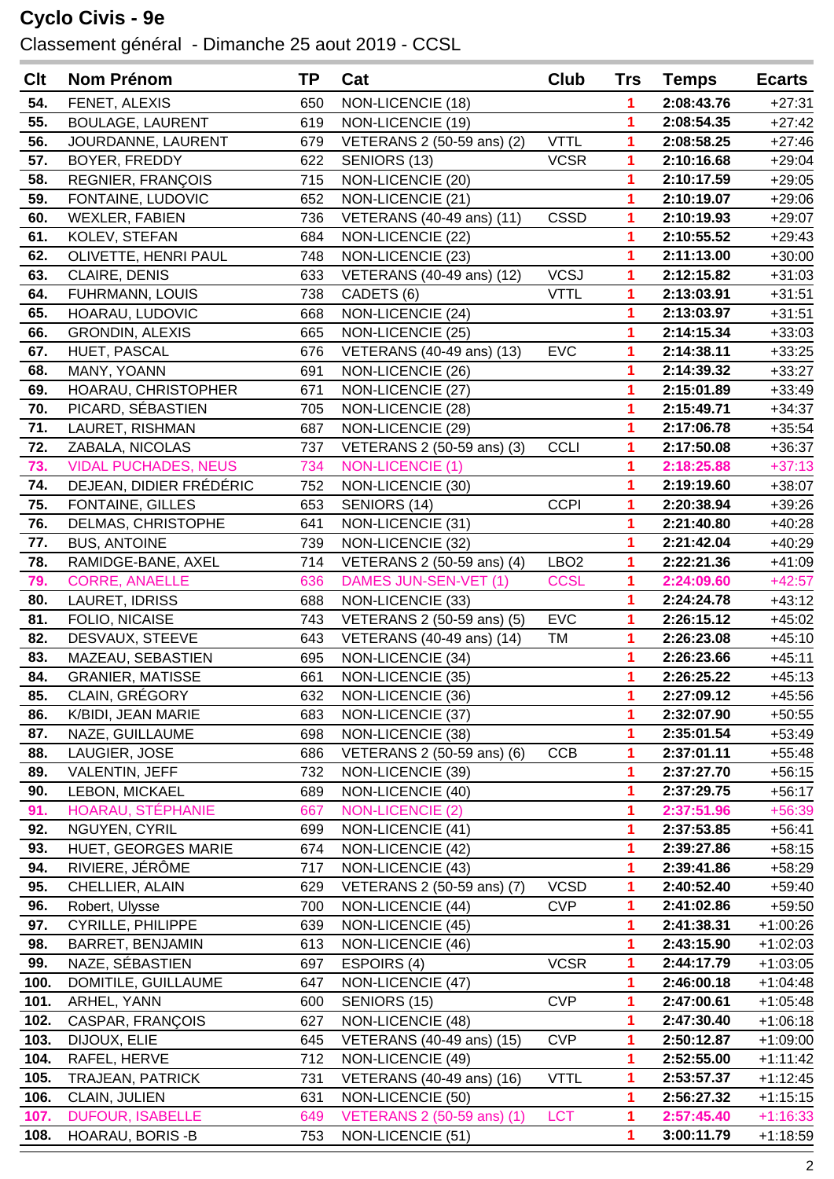# Cyclo Civis - 9e

Classement général - Dimanche 25 aout 2019 - CCSL

| Clt | Nom Prénom | TP | Cat | Club | Trs | Temps | Ecarts |
|---|---|---|---|---|---|---|---|
| 54. | FENET, ALEXIS | 650 | NON-LICENCIE (18) | | 1 | 2:08:43.76 | +27:31 |
| 55. | BOULAGE, LAURENT | 619 | NON-LICENCIE (19) | | 1 | 2:08:54.35 | +27:42 |
| 56. | JOURDANNE, LAURENT | 679 | VETERANS 2 (50-59 ans) (2) | VTTL | 1 | 2:08:58.25 | +27:46 |
| 57. | BOYER, FREDDY | 622 | SENIORS (13) | VCSR | 1 | 2:10:16.68 | +29:04 |
| 58. | REGNIER, FRANÇOIS | 715 | NON-LICENCIE (20) | | 1 | 2:10:17.59 | +29:05 |
| 59. | FONTAINE, LUDOVIC | 652 | NON-LICENCIE (21) | | 1 | 2:10:19.07 | +29:06 |
| 60. | WEXLER, FABIEN | 736 | VETERANS (40-49 ans) (11) | CSSD | 1 | 2:10:19.93 | +29:07 |
| 61. | KOLEV, STEFAN | 684 | NON-LICENCIE (22) | | 1 | 2:10:55.52 | +29:43 |
| 62. | OLIVETTE, HENRI PAUL | 748 | NON-LICENCIE (23) | | 1 | 2:11:13.00 | +30:00 |
| 63. | CLAIRE, DENIS | 633 | VETERANS (40-49 ans) (12) | VCSJ | 1 | 2:12:15.82 | +31:03 |
| 64. | FUHRMANN, LOUIS | 738 | CADETS (6) | VTTL | 1 | 2:13:03.91 | +31:51 |
| 65. | HOARAU, LUDOVIC | 668 | NON-LICENCIE (24) | | 1 | 2:13:03.97 | +31:51 |
| 66. | GRONDIN, ALEXIS | 665 | NON-LICENCIE (25) | | 1 | 2:14:15.34 | +33:03 |
| 67. | HUET, PASCAL | 676 | VETERANS (40-49 ans) (13) | EVC | 1 | 2:14:38.11 | +33:25 |
| 68. | MANY, YOANN | 691 | NON-LICENCIE (26) | | 1 | 2:14:39.32 | +33:27 |
| 69. | HOARAU, CHRISTOPHER | 671 | NON-LICENCIE (27) | | 1 | 2:15:01.89 | +33:49 |
| 70. | PICARD, SÉBASTIEN | 705 | NON-LICENCIE (28) | | 1 | 2:15:49.71 | +34:37 |
| 71. | LAURET, RISHMAN | 687 | NON-LICENCIE (29) | | 1 | 2:17:06.78 | +35:54 |
| 72. | ZABALA, NICOLAS | 737 | VETERANS 2 (50-59 ans) (3) | CCLI | 1 | 2:17:50.08 | +36:37 |
| 73. | VIDAL PUCHADES, NEUS | 734 | NON-LICENCIE (1) | | 1 | 2:18:25.88 | +37:13 |
| 74. | DEJEAN, DIDIER FRÉDÉRIC | 752 | NON-LICENCIE (30) | | 1 | 2:19:19.60 | +38:07 |
| 75. | FONTAINE, GILLES | 653 | SENIORS (14) | CCPI | 1 | 2:20:38.94 | +39:26 |
| 76. | DELMAS, CHRISTOPHE | 641 | NON-LICENCIE (31) | | 1 | 2:21:40.80 | +40:28 |
| 77. | BUS, ANTOINE | 739 | NON-LICENCIE (32) | | 1 | 2:21:42.04 | +40:29 |
| 78. | RAMIDGE-BANE, AXEL | 714 | VETERANS 2 (50-59 ans) (4) | LBO2 | 1 | 2:22:21.36 | +41:09 |
| 79. | CORRE, ANAELLE | 636 | DAMES JUN-SEN-VET (1) | CCSL | 1 | 2:24:09.60 | +42:57 |
| 80. | LAURET, IDRISS | 688 | NON-LICENCIE (33) | | 1 | 2:24:24.78 | +43:12 |
| 81. | FOLIO, NICAISE | 743 | VETERANS 2 (50-59 ans) (5) | EVC | 1 | 2:26:15.12 | +45:02 |
| 82. | DESVAUX, STEEVE | 643 | VETERANS (40-49 ans) (14) | TM | 1 | 2:26:23.08 | +45:10 |
| 83. | MAZEAU, SEBASTIEN | 695 | NON-LICENCIE (34) | | 1 | 2:26:23.66 | +45:11 |
| 84. | GRANIER, MATISSE | 661 | NON-LICENCIE (35) | | 1 | 2:26:25.22 | +45:13 |
| 85. | CLAIN, GRÉGORY | 632 | NON-LICENCIE (36) | | 1 | 2:27:09.12 | +45:56 |
| 86. | K/BIDI, JEAN MARIE | 683 | NON-LICENCIE (37) | | 1 | 2:32:07.90 | +50:55 |
| 87. | NAZE, GUILLAUME | 698 | NON-LICENCIE (38) | | 1 | 2:35:01.54 | +53:49 |
| 88. | LAUGIER, JOSE | 686 | VETERANS 2 (50-59 ans) (6) | CCB | 1 | 2:37:01.11 | +55:48 |
| 89. | VALENTIN, JEFF | 732 | NON-LICENCIE (39) | | 1 | 2:37:27.70 | +56:15 |
| 90. | LEBON, MICKAEL | 689 | NON-LICENCIE (40) | | 1 | 2:37:29.75 | +56:17 |
| 91. | HOARAU, STÉPHANIE | 667 | NON-LICENCIE (2) | | 1 | 2:37:51.96 | +56:39 |
| 92. | NGUYEN, CYRIL | 699 | NON-LICENCIE (41) | | 1 | 2:37:53.85 | +56:41 |
| 93. | HUET, GEORGES MARIE | 674 | NON-LICENCIE (42) | | 1 | 2:39:27.86 | +58:15 |
| 94. | RIVIERE, JÉRÔME | 717 | NON-LICENCIE (43) | | 1 | 2:39:41.86 | +58:29 |
| 95. | CHELLIER, ALAIN | 629 | VETERANS 2 (50-59 ans) (7) | VCSD | 1 | 2:40:52.40 | +59:40 |
| 96. | Robert, Ulysse | 700 | NON-LICENCIE (44) | CVP | 1 | 2:41:02.86 | +59:50 |
| 97. | CYRILLE, PHILIPPE | 639 | NON-LICENCIE (45) | | 1 | 2:41:38.31 | +1:00:26 |
| 98. | BARRET, BENJAMIN | 613 | NON-LICENCIE (46) | | 1 | 2:43:15.90 | +1:02:03 |
| 99. | NAZE, SÉBASTIEN | 697 | ESPOIRS (4) | VCSR | 1 | 2:44:17.79 | +1:03:05 |
| 100. | DOMITILE, GUILLAUME | 647 | NON-LICENCIE (47) | | 1 | 2:46:00.18 | +1:04:48 |
| 101. | ARHEL, YANN | 600 | SENIORS (15) | CVP | 1 | 2:47:00.61 | +1:05:48 |
| 102. | CASPAR, FRANÇOIS | 627 | NON-LICENCIE (48) | | 1 | 2:47:30.40 | +1:06:18 |
| 103. | DIJOUX, ELIE | 645 | VETERANS (40-49 ans) (15) | CVP | 1 | 2:50:12.87 | +1:09:00 |
| 104. | RAFEL, HERVE | 712 | NON-LICENCIE (49) | | 1 | 2:52:55.00 | +1:11:42 |
| 105. | TRAJEAN, PATRICK | 731 | VETERANS (40-49 ans) (16) | VTTL | 1 | 2:53:57.37 | +1:12:45 |
| 106. | CLAIN, JULIEN | 631 | NON-LICENCIE (50) | | 1 | 2:56:27.32 | +1:15:15 |
| 107. | DUFOUR, ISABELLE | 649 | VETERANS 2 (50-59 ans) (1) | LCT | 1 | 2:57:45.40 | +1:16:33 |
| 108. | HOARAU, BORIS -B | 753 | NON-LICENCIE (51) | | 1 | 3:00:11.79 | +1:18:59 |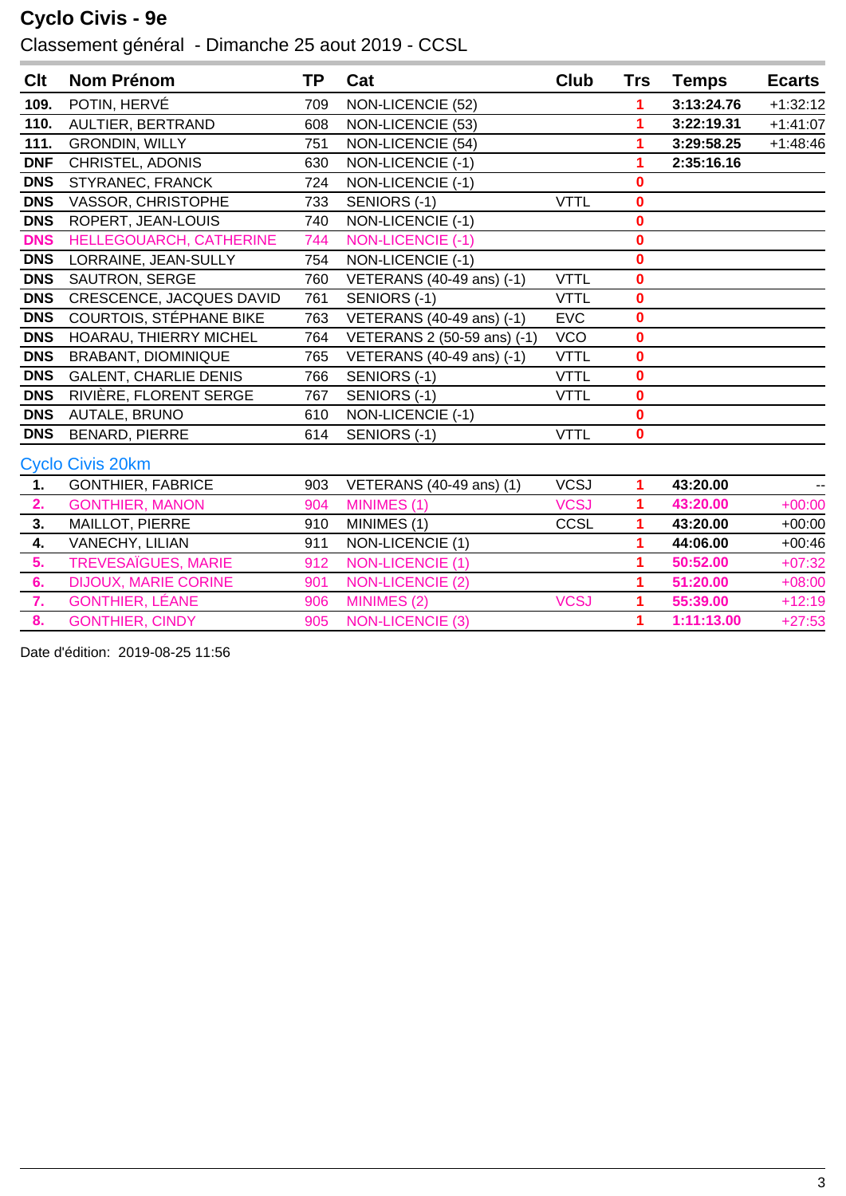# Cyclo Civis - 9e

Classement général - Dimanche 25 aout 2019 - CCSL

| Clt | Nom Prénom | TP | Cat | Club | Trs | Temps | Ecarts |
|---|---|---|---|---|---|---|---|
| 109. | POTIN, HERVÉ | 709 | NON-LICENCIE (52) | | 1 | 3:13:24.76 | +1:32:12 |
| 110. | AULTIER, BERTRAND | 608 | NON-LICENCIE (53) | | 1 | 3:22:19.31 | +1:41:07 |
| 111. | GRONDIN, WILLY | 751 | NON-LICENCIE (54) | | 1 | 3:29:58.25 | +1:48:46 |
| DNF | CHRISTEL, ADONIS | 630 | NON-LICENCIE (-1) | | 1 | 2:35:16.16 | |
| DNS | STYRANEC, FRANCK | 724 | NON-LICENCIE (-1) | | 0 | | |
| DNS | VASSOR, CHRISTOPHE | 733 | SENIORS (-1) | VTTL | 0 | | |
| DNS | ROPERT, JEAN-LOUIS | 740 | NON-LICENCIE (-1) | | 0 | | |
| DNS | HELLEGOUARCH, CATHERINE | 744 | NON-LICENCIE (-1) | | 0 | | |
| DNS | LORRAINE, JEAN-SULLY | 754 | NON-LICENCIE (-1) | | 0 | | |
| DNS | SAUTRON, SERGE | 760 | VETERANS (40-49 ans) (-1) | VTTL | 0 | | |
| DNS | CRESCENCE, JACQUES DAVID | 761 | SENIORS (-1) | VTTL | 0 | | |
| DNS | COURTOIS, STÉPHANE BIKE | 763 | VETERANS (40-49 ans) (-1) | EVC | 0 | | |
| DNS | HOARAU, THIERRY MICHEL | 764 | VETERANS 2 (50-59 ans) (-1) | VCO | 0 | | |
| DNS | BRABANT, DIOMINIQUE | 765 | VETERANS (40-49 ans) (-1) | VTTL | 0 | | |
| DNS | GALENT, CHARLIE DENIS | 766 | SENIORS (-1) | VTTL | 0 | | |
| DNS | RIVIÈRE, FLORENT SERGE | 767 | SENIORS (-1) | VTTL | 0 | | |
| DNS | AUTALE, BRUNO | 610 | NON-LICENCIE (-1) | | 0 | | |
| DNS | BENARD, PIERRE | 614 | SENIORS (-1) | VTTL | 0 | | |

## Cyclo Civis 20km

| Clt | Nom Prénom | TP | Cat | Club | Trs | Temps | Ecarts |
|---|---|---|---|---|---|---|---|
| 1. | GONTHIER, FABRICE | 903 | VETERANS (40-49 ans) (1) | VCSJ | 1 | 43:20.00 | -- |
| 2. | GONTHIER, MANON | 904 | MINIMES (1) | VCSJ | 1 | 43:20.00 | +00:00 |
| 3. | MAILLOT, PIERRE | 910 | MINIMES (1) | CCSL | 1 | 43:20.00 | +00:00 |
| 4. | VANECHY, LILIAN | 911 | NON-LICENCIE (1) | | 1 | 44:06.00 | +00:46 |
| 5. | TREVESAÏGUES, MARIE | 912 | NON-LICENCIE (1) | | 1 | 50:52.00 | +07:32 |
| 6. | DIJOUX, MARIE CORINE | 901 | NON-LICENCIE (2) | | 1 | 51:20.00 | +08:00 |
| 7. | GONTHIER, LÉANE | 906 | MINIMES (2) | VCSJ | 1 | 55:39.00 | +12:19 |
| 8. | GONTHIER, CINDY | 905 | NON-LICENCIE (3) | | 1 | 1:11:13.00 | +27:53 |

Date d'édition: 2019-08-25 11:56